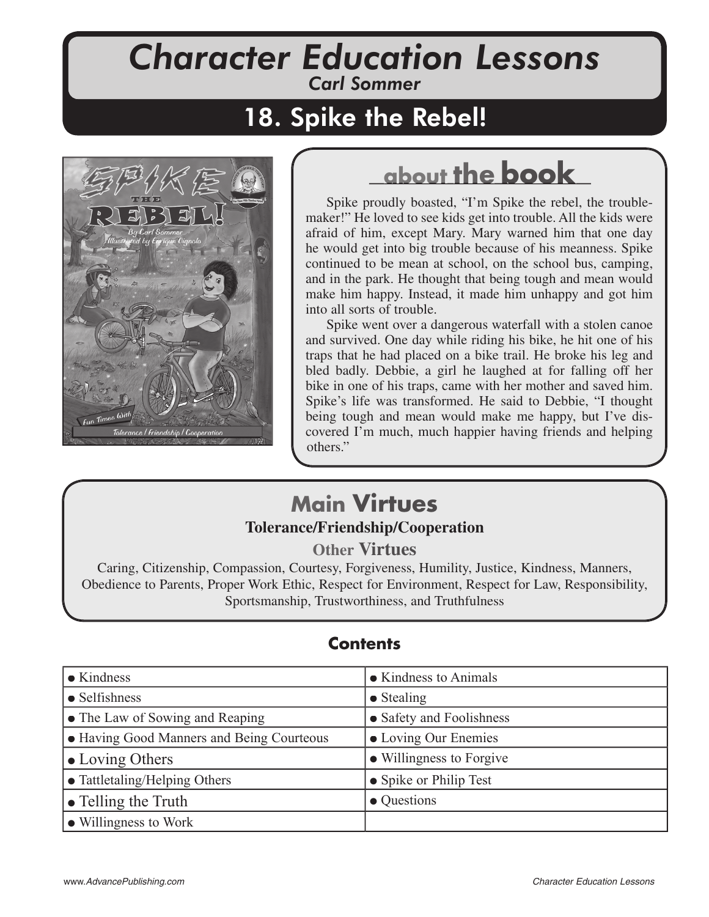# Character Education Lessons

*Carl Sommer*

## 18. Spike the Rebel!

### about the book

Spike proudly boasted, "I'm Spike the rebel, the troublemaker!" He loved to see kids get into trouble. All the kids were afraid of him, except Mary. Mary warned him that one day he would get into big trouble because of his meanness. Spike continued to be mean at school, on the school bus, camping, and in the park. He thought that being tough and mean would make him happy. Instead, it made him unhappy and got him into all sorts of trouble.

Spike went over a dangerous waterfall with a stolen canoe and survived. One day while riding his bike, he hit one of his traps that he had placed on a bike trail. He broke his leg and bled badly. Debbie, a girl he laughed at for falling off her bike in one of his traps, came with her mother and saved him. Spike's life was transformed. He said to Debbie, "I thought being tough and mean would make me happy, but I've discovered I'm much, much happier having friends and helping others."

### Main Virtues

**Tolerance/Friendship/Cooperation**

**Other Virtues**

Caring, Citizenship, Compassion, Courtesy, Forgiveness, Humility, Justice, Kindness, Manners, Obedience to Parents, Proper Work Ethic, Respect for Environment, Respect for Law, Responsibility, Sportsmanship, Trustworthiness, and Truthfulness

### Contents

| | |
|---|---|
| • Kindness | • Kindness to Animals |
| • Selfishness | • Stealing |
| • The Law of Sowing and Reaping | • Safety and Foolishness |
| • Having Good Manners and Being Courteous | • Loving Our Enemies |
| • Loving Others | • Willingness to Forgive |
| • Tattletaling/Helping Others | • Spike or Philip Test |
| • Telling the Truth | • Questions |
| • Willingness to Work | |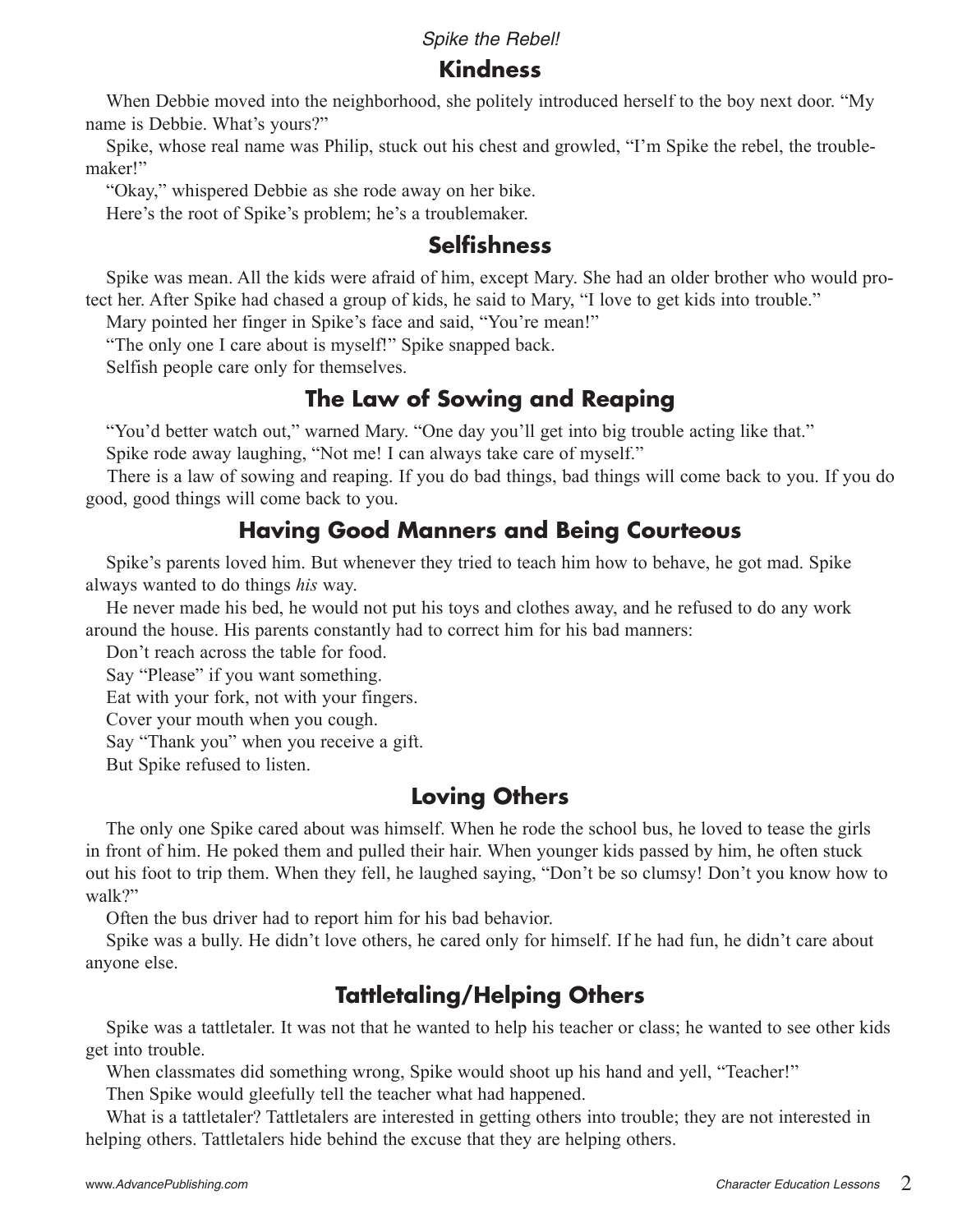## Kindness

When Debbie moved into the neighborhood, she politely introduced herself to the boy next door. "My name is Debbie. What's yours?"

Spike, whose real name was Philip, stuck out his chest and growled, "I'm Spike the rebel, the trouble-maker!"

"Okay," whispered Debbie as she rode away on her bike.

Here's the root of Spike's problem; he's a troublemaker.

## Selfishness

Spike was mean. All the kids were afraid of him, except Mary. She had an older brother who would protect her. After Spike had chased a group of kids, he said to Mary, "I love to get kids into trouble."

Mary pointed her finger in Spike's face and said, "You're mean!"

"The only one I care about is myself!" Spike snapped back.

Selfish people care only for themselves.

## The Law of Sowing and Reaping

"You'd better watch out," warned Mary. "One day you'll get into big trouble acting like that."

Spike rode away laughing, "Not me! I can always take care of myself."

There is a law of sowing and reaping. If you do bad things, bad things will come back to you. If you do good, good things will come back to you.

## Having Good Manners and Being Courteous

Spike's parents loved him. But whenever they tried to teach him how to behave, he got mad. Spike always wanted to do things *his* way.

He never made his bed, he would not put his toys and clothes away, and he refused to do any work around the house. His parents constantly had to correct him for his bad manners:

Don't reach across the table for food.

Say "Please" if you want something.

Eat with your fork, not with your fingers.

Cover your mouth when you cough.

Say "Thank you" when you receive a gift.

But Spike refused to listen.

## Loving Others

The only one Spike cared about was himself. When he rode the school bus, he loved to tease the girls in front of him. He poked them and pulled their hair. When younger kids passed by him, he often stuck out his foot to trip them. When they fell, he laughed saying, "Don't be so clumsy! Don't you know how to walk?"

Often the bus driver had to report him for his bad behavior.

Spike was a bully. He didn't love others, he cared only for himself. If he had fun, he didn't care about anyone else.

## Tattletaling/Helping Others

Spike was a tattletaler. It was not that he wanted to help his teacher or class; he wanted to see other kids get into trouble.

When classmates did something wrong, Spike would shoot up his hand and yell, "Teacher!"

Then Spike would gleefully tell the teacher what had happened.

What is a tattletaler? Tattletalers are interested in getting others into trouble; they are not interested in helping others. Tattletalers hide behind the excuse that they are helping others.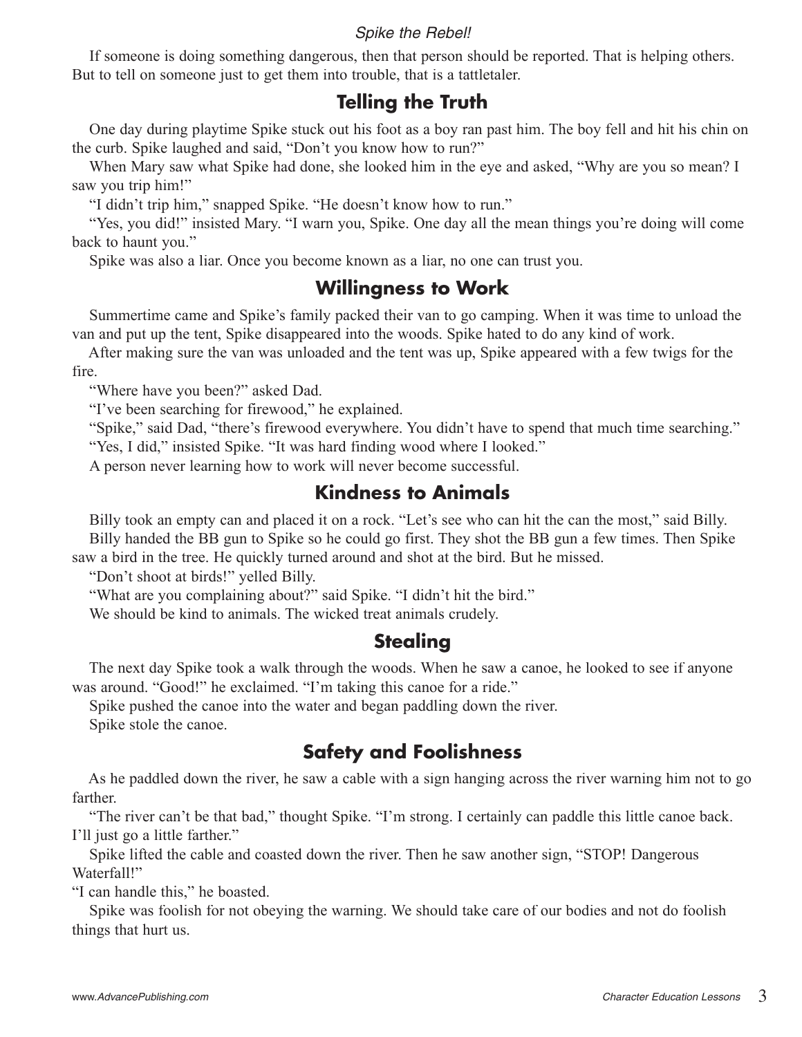If someone is doing something dangerous, then that person should be reported. That is helping others. But to tell on someone just to get them into trouble, that is a tattletaler.

## Telling the Truth

One day during playtime Spike stuck out his foot as a boy ran past him. The boy fell and hit his chin on the curb. Spike laughed and said, "Don't you know how to run?"

When Mary saw what Spike had done, she looked him in the eye and asked, "Why are you so mean? I saw you trip him!"

"I didn't trip him," snapped Spike. "He doesn't know how to run."

"Yes, you did!" insisted Mary. "I warn you, Spike. One day all the mean things you're doing will come back to haunt you."

Spike was also a liar. Once you become known as a liar, no one can trust you.

## Willingness to Work

Summertime came and Spike's family packed their van to go camping. When it was time to unload the van and put up the tent, Spike disappeared into the woods. Spike hated to do any kind of work.

After making sure the van was unloaded and the tent was up, Spike appeared with a few twigs for the fire.

"Where have you been?" asked Dad.

"I've been searching for firewood," he explained.

"Spike," said Dad, "there's firewood everywhere. You didn't have to spend that much time searching."

"Yes, I did," insisted Spike. "It was hard finding wood where I looked."

A person never learning how to work will never become successful.

## Kindness to Animals

Billy took an empty can and placed it on a rock. "Let's see who can hit the can the most," said Billy.

Billy handed the BB gun to Spike so he could go first. They shot the BB gun a few times. Then Spike saw a bird in the tree. He quickly turned around and shot at the bird. But he missed.

"Don't shoot at birds!" yelled Billy.

"What are you complaining about?" said Spike. "I didn't hit the bird."

We should be kind to animals. The wicked treat animals crudely.

## Stealing

The next day Spike took a walk through the woods. When he saw a canoe, he looked to see if anyone was around. "Good!" he exclaimed. "I'm taking this canoe for a ride."

Spike pushed the canoe into the water and began paddling down the river.

Spike stole the canoe.

## Safety and Foolishness

As he paddled down the river, he saw a cable with a sign hanging across the river warning him not to go farther.

"The river can't be that bad," thought Spike. "I'm strong. I certainly can paddle this little canoe back. I'll just go a little farther."

Spike lifted the cable and coasted down the river. Then he saw another sign, "STOP! Dangerous Waterfall!"

"I can handle this," he boasted.

Spike was foolish for not obeying the warning. We should take care of our bodies and not do foolish things that hurt us.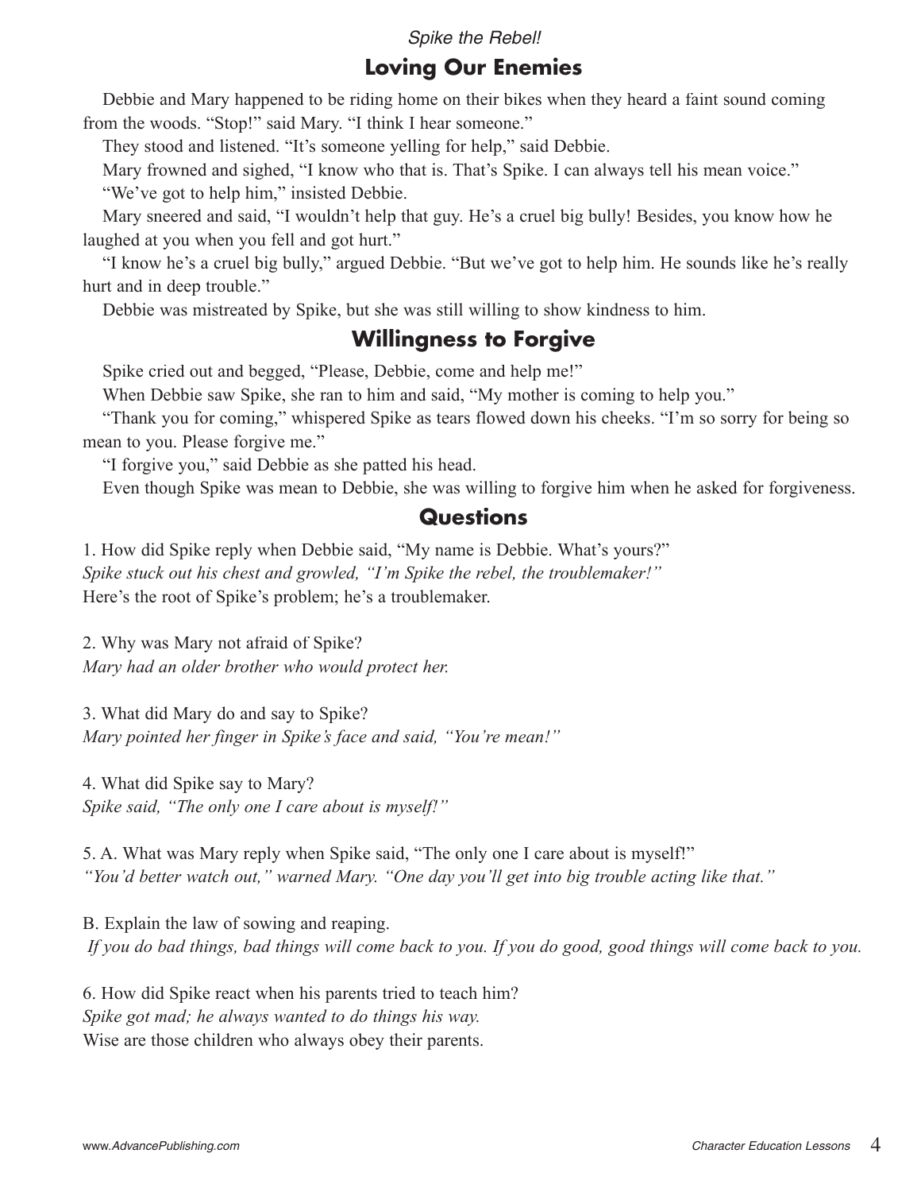## Loving Our Enemies

Debbie and Mary happened to be riding home on their bikes when they heard a faint sound coming from the woods. "Stop!" said Mary. "I think I hear someone."

They stood and listened. "It's someone yelling for help," said Debbie.

Mary frowned and sighed, "I know who that is. That's Spike. I can always tell his mean voice."

"We've got to help him," insisted Debbie.

Mary sneered and said, "I wouldn't help that guy. He's a cruel big bully! Besides, you know how he laughed at you when you fell and got hurt."

"I know he's a cruel big bully," argued Debbie. "But we've got to help him. He sounds like he's really hurt and in deep trouble."

Debbie was mistreated by Spike, but she was still willing to show kindness to him.

## Willingness to Forgive

Spike cried out and begged, "Please, Debbie, come and help me!"

When Debbie saw Spike, she ran to him and said, "My mother is coming to help you."

"Thank you for coming," whispered Spike as tears flowed down his cheeks. "I'm so sorry for being so mean to you. Please forgive me."

"I forgive you," said Debbie as she patted his head.

Even though Spike was mean to Debbie, she was willing to forgive him when he asked for forgiveness.

## Questions

1. How did Spike reply when Debbie said, "My name is Debbie. What's yours?"
*Spike stuck out his chest and growled, "I'm Spike the rebel, the troublemaker!"*
Here's the root of Spike's problem; he's a troublemaker.

2. Why was Mary not afraid of Spike?
*Mary had an older brother who would protect her.*

3. What did Mary do and say to Spike?
*Mary pointed her finger in Spike's face and said, "You're mean!"*

4. What did Spike say to Mary?
*Spike said, "The only one I care about is myself!"*

5. A. What was Mary reply when Spike said, "The only one I care about is myself!"
*"You'd better watch out," warned Mary. "One day you'll get into big trouble acting like that."*

B. Explain the law of sowing and reaping.
*If you do bad things, bad things will come back to you. If you do good, good things will come back to you.*

6. How did Spike react when his parents tried to teach him?
*Spike got mad; he always wanted to do things his way.*
Wise are those children who always obey their parents.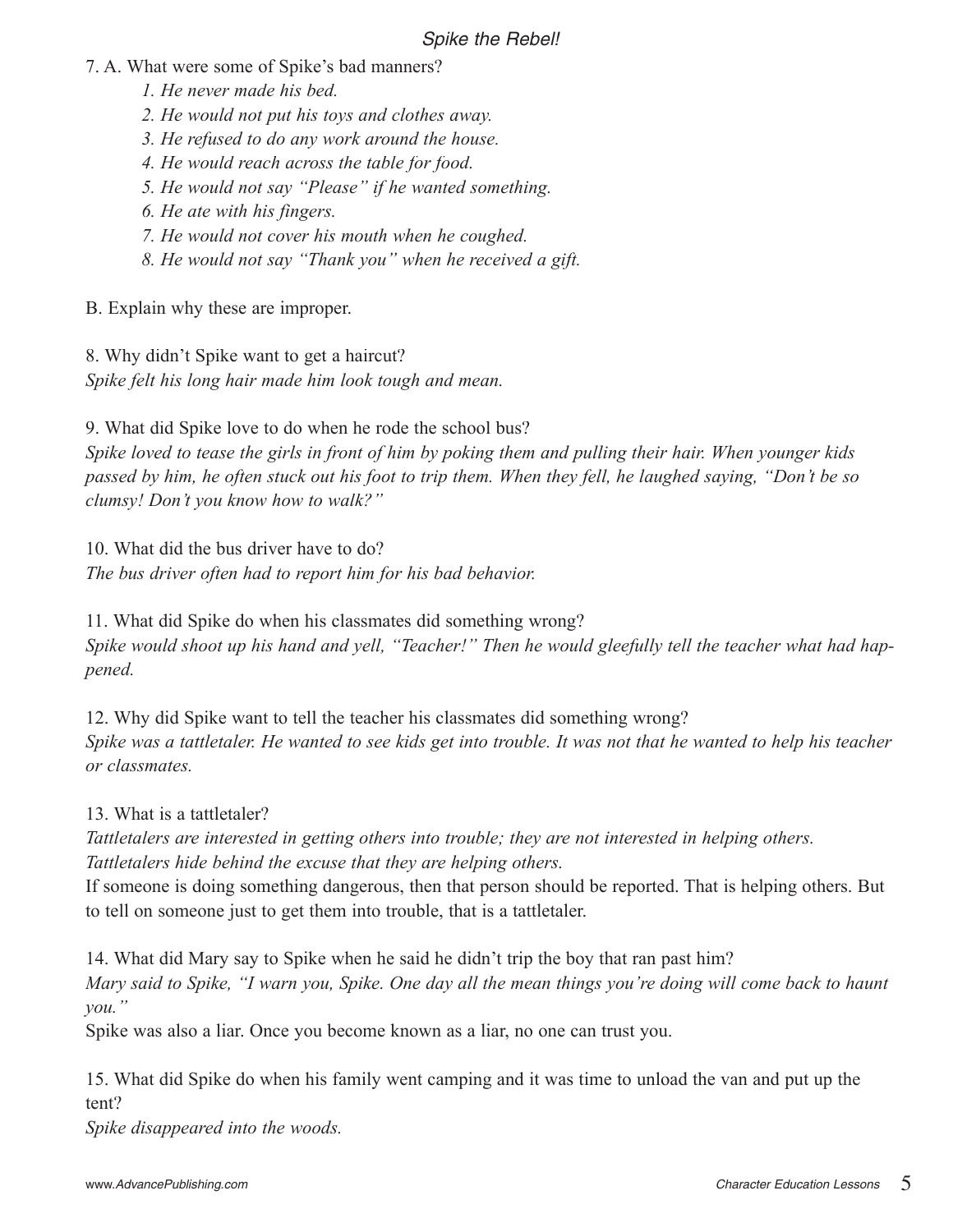7. A. What were some of Spike's bad manners?

   1. *He never made his bed.*
   2. *He would not put his toys and clothes away.*
   3. *He refused to do any work around the house.*
   4. *He would reach across the table for food.*
   5. *He would not say "Please" if he wanted something.*
   6. *He ate with his fingers.*
   7. *He would not cover his mouth when he coughed.*
   8. *He would not say "Thank you" when he received a gift.*

B. Explain why these are improper.

8. Why didn't Spike want to get a haircut?
*Spike felt his long hair made him look tough and mean.*

9. What did Spike love to do when he rode the school bus?
*Spike loved to tease the girls in front of him by poking them and pulling their hair. When younger kids passed by him, he often stuck out his foot to trip them. When they fell, he laughed saying, "Don't be so clumsy! Don't you know how to walk?"*

10. What did the bus driver have to do?
*The bus driver often had to report him for his bad behavior.*

11. What did Spike do when his classmates did something wrong?
*Spike would shoot up his hand and yell, "Teacher!" Then he would gleefully tell the teacher what had happened.*

12. Why did Spike want to tell the teacher his classmates did something wrong?
*Spike was a tattletaler. He wanted to see kids get into trouble. It was not that he wanted to help his teacher or classmates.*

13. What is a tattletaler?
*Tattletalers are interested in getting others into trouble; they are not interested in helping others. Tattletalers hide behind the excuse that they are helping others.*
If someone is doing something dangerous, then that person should be reported. That is helping others. But to tell on someone just to get them into trouble, that is a tattletaler.

14. What did Mary say to Spike when he said he didn't trip the boy that ran past him?
*Mary said to Spike, "I warn you, Spike. One day all the mean things you're doing will come back to haunt you."*
Spike was also a liar. Once you become known as a liar, no one can trust you.

15. What did Spike do when his family went camping and it was time to unload the van and put up the tent?
*Spike disappeared into the woods.*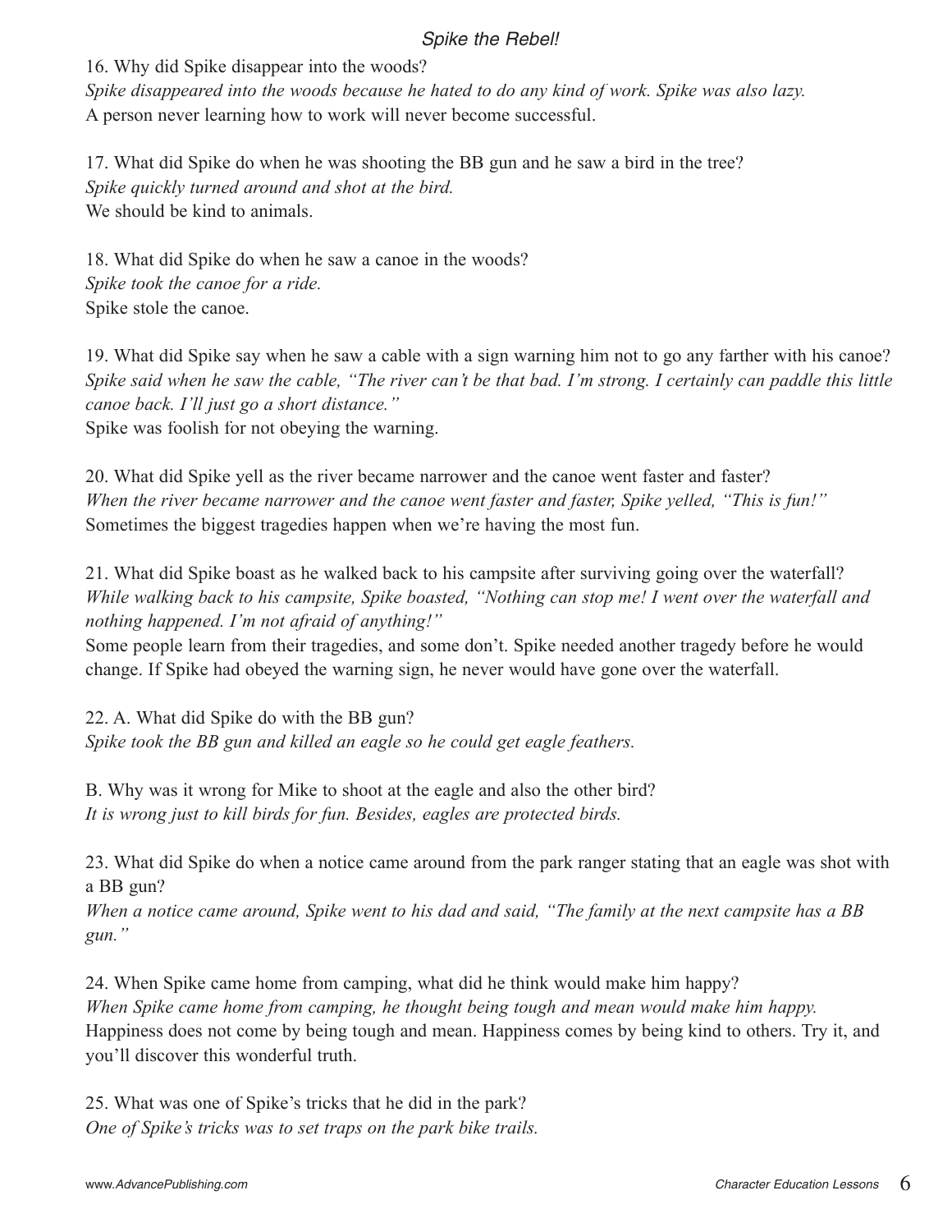16. Why did Spike disappear into the woods?
*Spike disappeared into the woods because he hated to do any kind of work. Spike was also lazy.*
A person never learning how to work will never become successful.

17. What did Spike do when he was shooting the BB gun and he saw a bird in the tree?
*Spike quickly turned around and shot at the bird.*
We should be kind to animals.

18. What did Spike do when he saw a canoe in the woods?
*Spike took the canoe for a ride.*
Spike stole the canoe.

19. What did Spike say when he saw a cable with a sign warning him not to go any farther with his canoe?
*Spike said when he saw the cable, "The river can't be that bad. I'm strong. I certainly can paddle this little canoe back. I'll just go a short distance."*
Spike was foolish for not obeying the warning.

20. What did Spike yell as the river became narrower and the canoe went faster and faster?
*When the river became narrower and the canoe went faster and faster, Spike yelled, "This is fun!"*
Sometimes the biggest tragedies happen when we're having the most fun.

21. What did Spike boast as he walked back to his campsite after surviving going over the waterfall?
*While walking back to his campsite, Spike boasted, "Nothing can stop me! I went over the waterfall and nothing happened. I'm not afraid of anything!"*
Some people learn from their tragedies, and some don't. Spike needed another tragedy before he would change. If Spike had obeyed the warning sign, he never would have gone over the waterfall.

22. A. What did Spike do with the BB gun?
*Spike took the BB gun and killed an eagle so he could get eagle feathers.*

B. Why was it wrong for Mike to shoot at the eagle and also the other bird?
*It is wrong just to kill birds for fun. Besides, eagles are protected birds.*

23. What did Spike do when a notice came around from the park ranger stating that an eagle was shot with a BB gun?
*When a notice came around, Spike went to his dad and said, "The family at the next campsite has a BB gun."*

24. When Spike came home from camping, what did he think would make him happy?
*When Spike came home from camping, he thought being tough and mean would make him happy.*
Happiness does not come by being tough and mean. Happiness comes by being kind to others. Try it, and you'll discover this wonderful truth.

25. What was one of Spike's tricks that he did in the park?
*One of Spike's tricks was to set traps on the park bike trails.*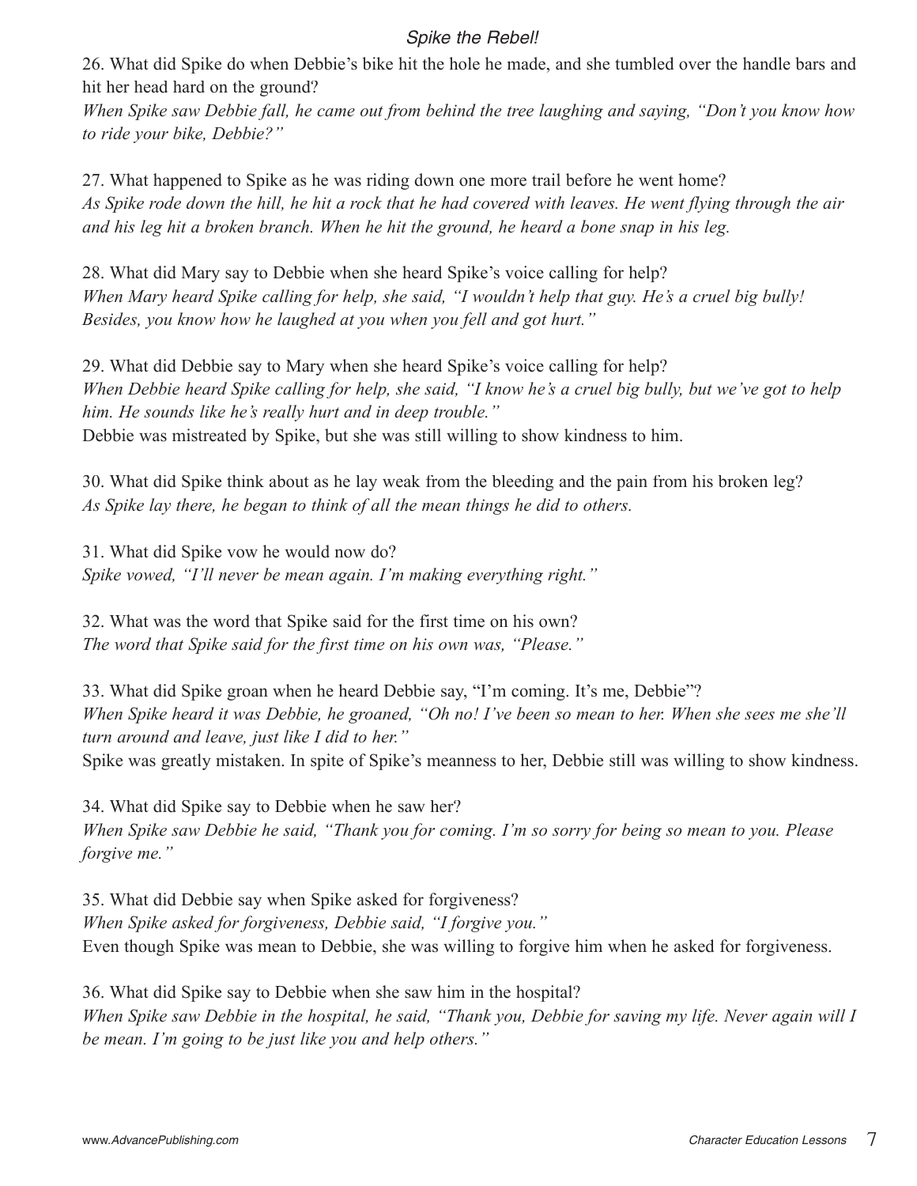26. What did Spike do when Debbie's bike hit the hole he made, and she tumbled over the handle bars and hit her head hard on the ground?
*When Spike saw Debbie fall, he came out from behind the tree laughing and saying, "Don't you know how to ride your bike, Debbie?"*

27. What happened to Spike as he was riding down one more trail before he went home?
*As Spike rode down the hill, he hit a rock that he had covered with leaves. He went flying through the air and his leg hit a broken branch. When he hit the ground, he heard a bone snap in his leg.*

28. What did Mary say to Debbie when she heard Spike's voice calling for help?
*When Mary heard Spike calling for help, she said, "I wouldn't help that guy. He's a cruel big bully! Besides, you know how he laughed at you when you fell and got hurt."*

29. What did Debbie say to Mary when she heard Spike's voice calling for help?
*When Debbie heard Spike calling for help, she said, "I know he's a cruel big bully, but we've got to help him. He sounds like he's really hurt and in deep trouble."*
Debbie was mistreated by Spike, but she was still willing to show kindness to him.

30. What did Spike think about as he lay weak from the bleeding and the pain from his broken leg?
*As Spike lay there, he began to think of all the mean things he did to others.*

31. What did Spike vow he would now do?
*Spike vowed, "I'll never be mean again. I'm making everything right."*

32. What was the word that Spike said for the first time on his own?
*The word that Spike said for the first time on his own was, "Please."*

33. What did Spike groan when he heard Debbie say, "I'm coming. It's me, Debbie"?
*When Spike heard it was Debbie, he groaned, "Oh no! I've been so mean to her. When she sees me she'll turn around and leave, just like I did to her."*
Spike was greatly mistaken. In spite of Spike's meanness to her, Debbie still was willing to show kindness.

34. What did Spike say to Debbie when he saw her?
*When Spike saw Debbie he said, "Thank you for coming. I'm so sorry for being so mean to you. Please forgive me."*

35. What did Debbie say when Spike asked for forgiveness?
*When Spike asked for forgiveness, Debbie said, "I forgive you."*
Even though Spike was mean to Debbie, she was willing to forgive him when he asked for forgiveness.

36. What did Spike say to Debbie when she saw him in the hospital?
*When Spike saw Debbie in the hospital, he said, "Thank you, Debbie for saving my life. Never again will I be mean. I'm going to be just like you and help others."*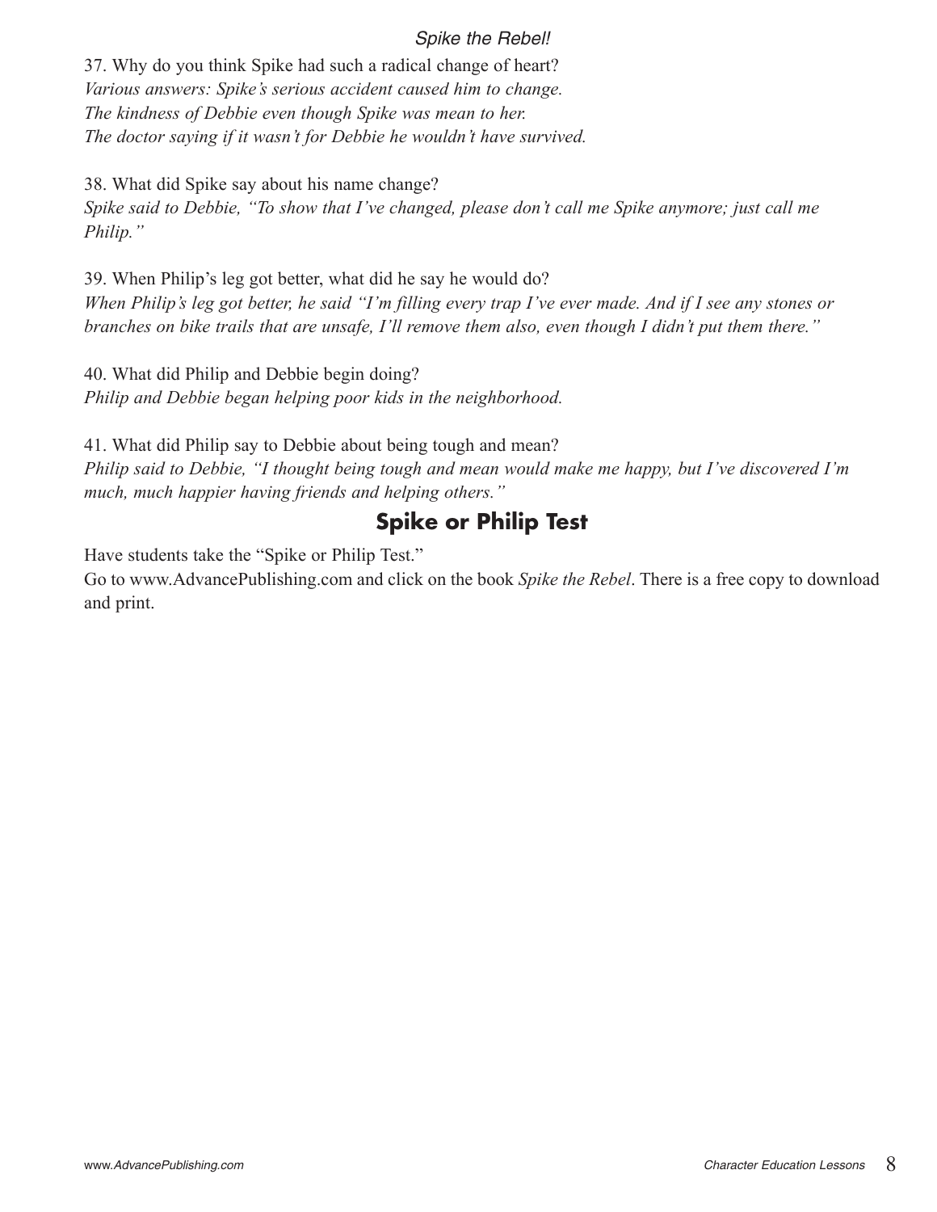37. Why do you think Spike had such a radical change of heart?
*Various answers: Spike's serious accident caused him to change.*
*The kindness of Debbie even though Spike was mean to her.*
*The doctor saying if it wasn't for Debbie he wouldn't have survived.*

38. What did Spike say about his name change?
*Spike said to Debbie, "To show that I've changed, please don't call me Spike anymore; just call me Philip."*

39. When Philip's leg got better, what did he say he would do?
*When Philip's leg got better, he said "I'm filling every trap I've ever made. And if I see any stones or branches on bike trails that are unsafe, I'll remove them also, even though I didn't put them there."*

40. What did Philip and Debbie begin doing?
*Philip and Debbie began helping poor kids in the neighborhood.*

41. What did Philip say to Debbie about being tough and mean?
*Philip said to Debbie, "I thought being tough and mean would make me happy, but I've discovered I'm much, much happier having friends and helping others."*

## Spike or Philip Test

Have students take the "Spike or Philip Test."

Go to www.AdvancePublishing.com and click on the book *Spike the Rebel*. There is a free copy to download and print.